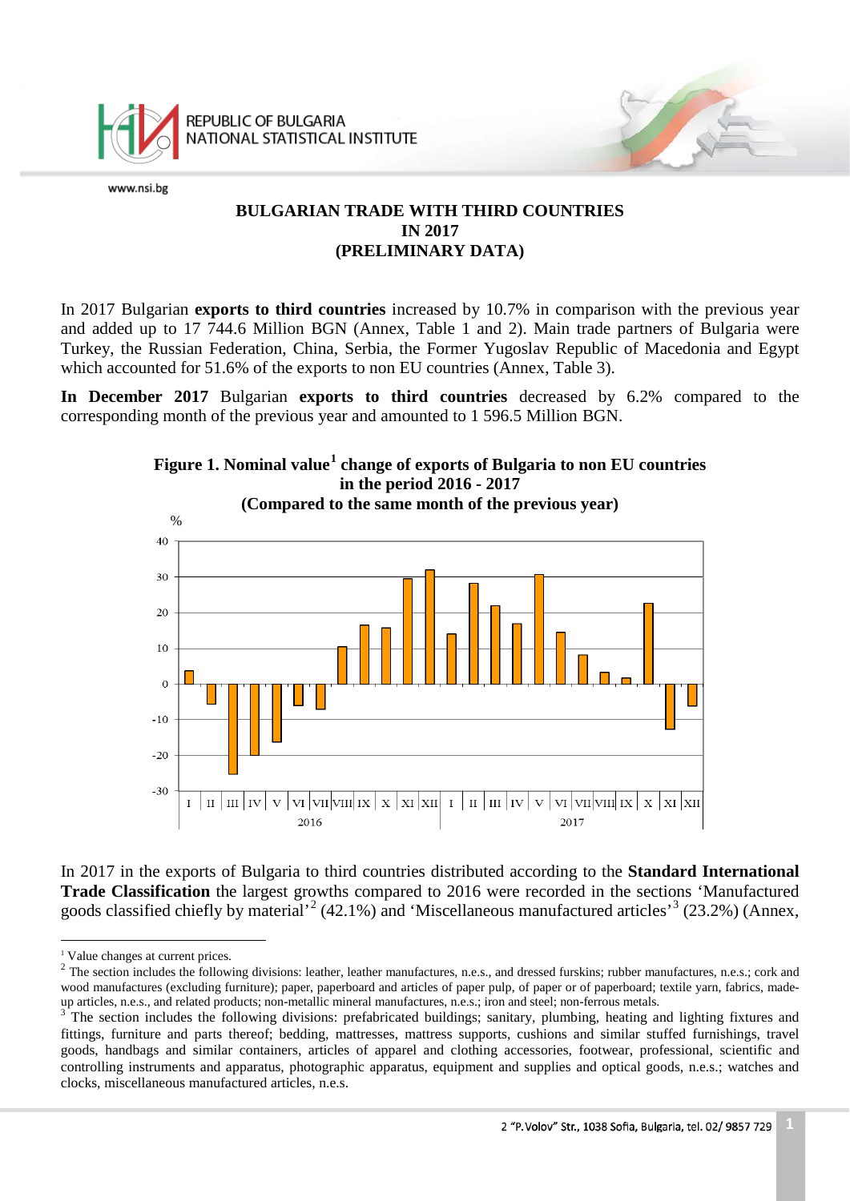# BULGARIAN TRADE WITH THIRD COUNTRIES IN 2017 (PRELIMINARY DATA)

In 2017 Bulgarian **exports to third countries** increased by 10.7% in comparison with the previous year and added up to 17 744.6 Million BGN (Annex, Table 1 and 2). Main trade partners of Bulgaria were Turkey, the Russian Federation, China, Serbia, the Former Yugoslav Republic of Macedonia and Egypt which accounted for 51.6% of the exports to non EU countries (Annex, Table 3).

**In December 2017** Bulgarian **exports to third countries** decreased by 6.2% compared to the corresponding month of the previous year and amounted to 1 596.5 Million BGN.

**Figure 1. Nominal value[1] change of exports of Bulgaria to non EU countries in the period 2016 - 2017 (Compared to the same month of the previous year)**

In 2017 in the exports of Bulgaria to third countries distributed according to the **Standard International Trade Classification** the largest growths compared to 2016 were recorded in the sections 'Manufactured goods classified chiefly by material'[2] (42.1%) and 'Miscellaneous manufactured articles'[3] (23.2%) (Annex,

---

[1] Value changes at current prices.

[2] The section includes the following divisions: leather, leather manufactures, n.e.s., and dressed furskins; rubber manufactures, n.e.s.; cork and wood manufactures (excluding furniture); paper, paperboard and articles of paper pulp, of paper or of paperboard; textile yarn, fabrics, made-up articles, n.e.s., and related products; non-metallic mineral manufactures, n.e.s.; iron and steel; non-ferrous metals.

[3] The section includes the following divisions: prefabricated buildings; sanitary, plumbing, heating and lighting fixtures and fittings, furniture and parts thereof; bedding, mattresses, mattress supports, cushions and similar stuffed furnishings, travel goods, handbags and similar containers, articles of apparel and clothing accessories, footwear, professional, scientific and controlling instruments and apparatus, photographic apparatus, equipment and supplies and optical goods, n.e.s.; watches and clocks, miscellaneous manufactured articles, n.e.s.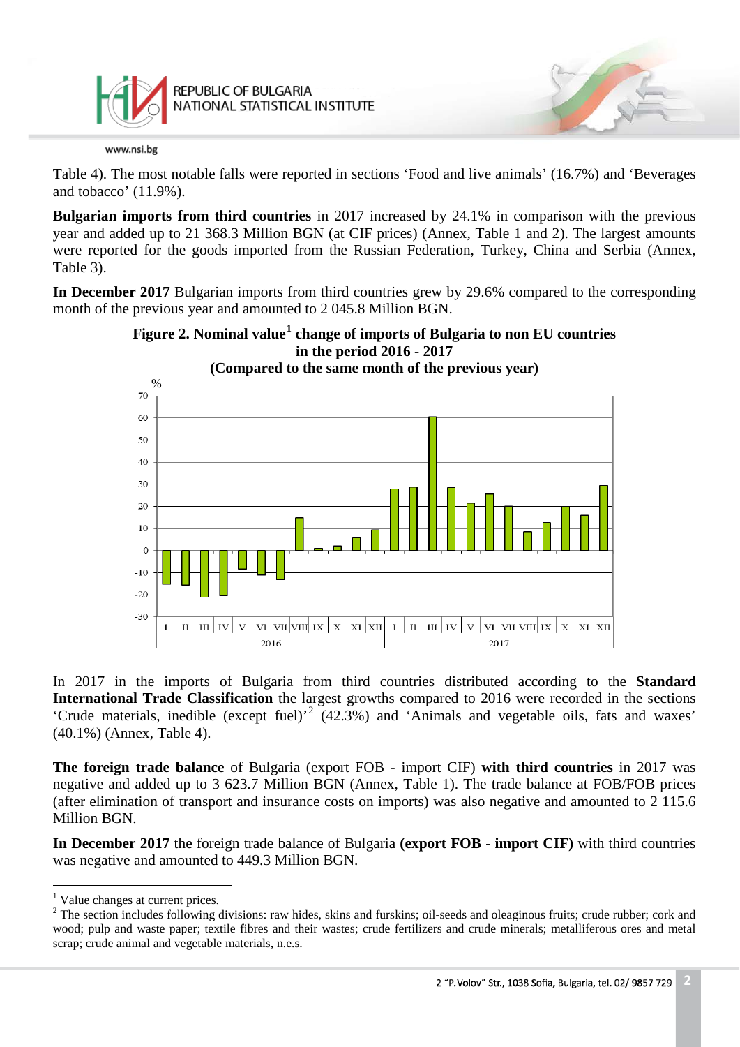Table 4). The most notable falls were reported in sections 'Food and live animals' (16.7%) and 'Beverages and tobacco' (11.9%).

**Bulgarian imports from third countries** in 2017 increased by 24.1% in comparison with the previous year and added up to 21 368.3 Million BGN (at CIF prices) (Annex, Table 1 and 2). The largest amounts were reported for the goods imported from the Russian Federation, Turkey, China and Serbia (Annex, Table 3).

**In December 2017** Bulgarian imports from third countries grew by 29.6% compared to the corresponding month of the previous year and amounted to 2 045.8 Million BGN.

**Figure 2. Nominal value[1] change of imports of Bulgaria to non EU countries in the period 2016 - 2017 (Compared to the same month of the previous year)**

In 2017 in the imports of Bulgaria from third countries distributed according to the **Standard International Trade Classification** the largest growths compared to 2016 were recorded in the sections 'Crude materials, inedible (except fuel)'[2] (42.3%) and 'Animals and vegetable oils, fats and waxes' (40.1%) (Annex, Table 4).

**The foreign trade balance** of Bulgaria (export FOB - import CIF) **with third countries** in 2017 was negative and added up to 3 623.7 Million BGN (Annex, Table 1). The trade balance at FOB/FOB prices (after elimination of transport and insurance costs on imports) was also negative and amounted to 2 115.6 Million BGN.

**In December 2017** the foreign trade balance of Bulgaria **(export FOB - import CIF)** with third countries was negative and amounted to 449.3 Million BGN.

---

[1] Value changes at current prices.

[2] The section includes following divisions: raw hides, skins and furskins; oil-seeds and oleaginous fruits; crude rubber; cork and wood; pulp and waste paper; textile fibres and their wastes; crude fertilizers and crude minerals; metalliferous ores and metal scrap; crude animal and vegetable materials, n.e.s.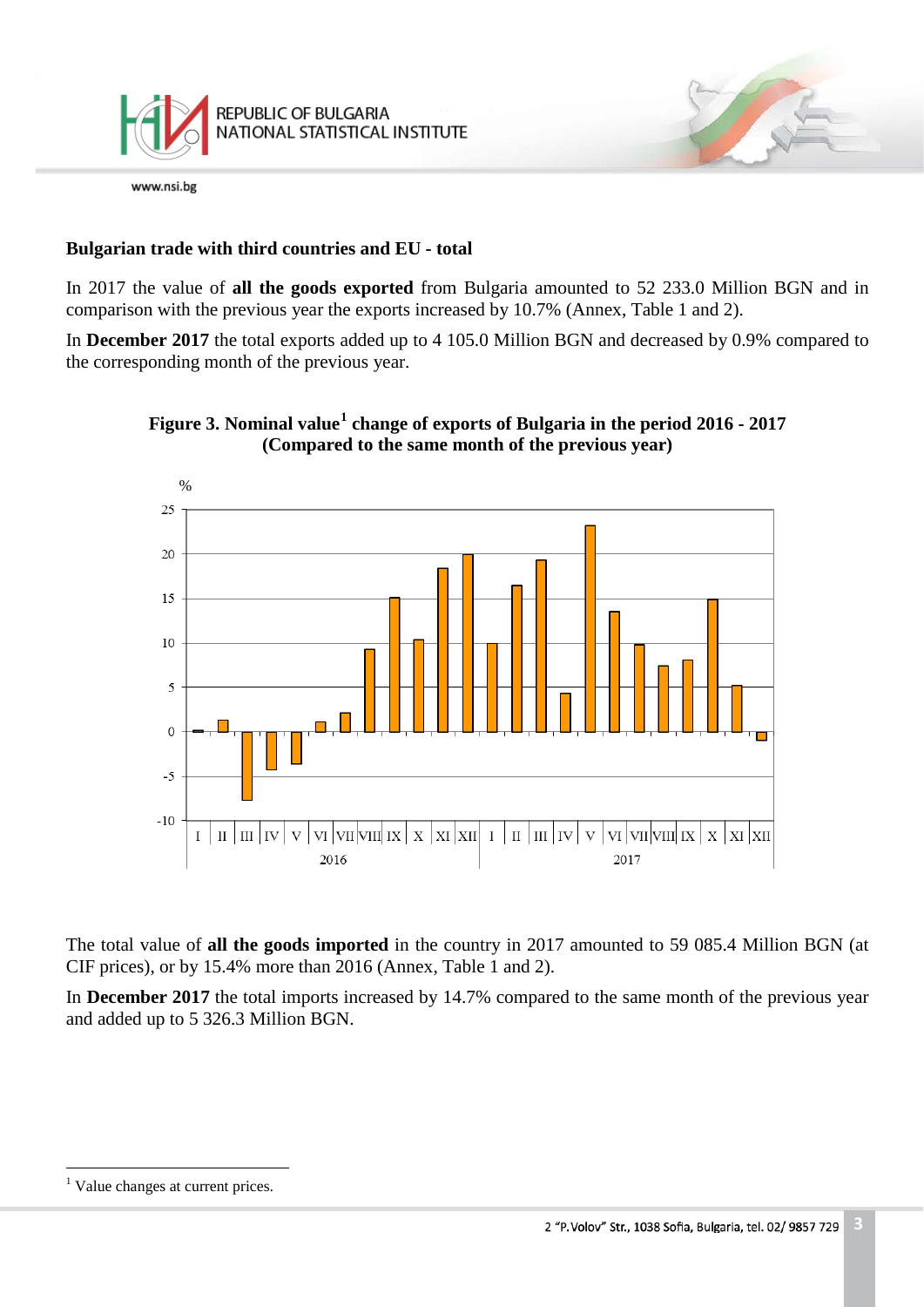## Bulgarian trade with third countries and EU - total

In 2017 the value of **all the goods exported** from Bulgaria amounted to 52 233.0 Million BGN and in comparison with the previous year the exports increased by 10.7% (Annex, Table 1 and 2).

In **December 2017** the total exports added up to 4 105.0 Million BGN and decreased by 0.9% compared to the corresponding month of the previous year.

**Figure 3. Nominal value[1] change of exports of Bulgaria in the period 2016 - 2017 (Compared to the same month of the previous year)**

The total value of **all the goods imported** in the country in 2017 amounted to 59 085.4 Million BGN (at CIF prices), or by 15.4% more than 2016 (Annex, Table 1 and 2).

In **December 2017** the total imports increased by 14.7% compared to the same month of the previous year and added up to 5 326.3 Million BGN.

---

[1] Value changes at current prices.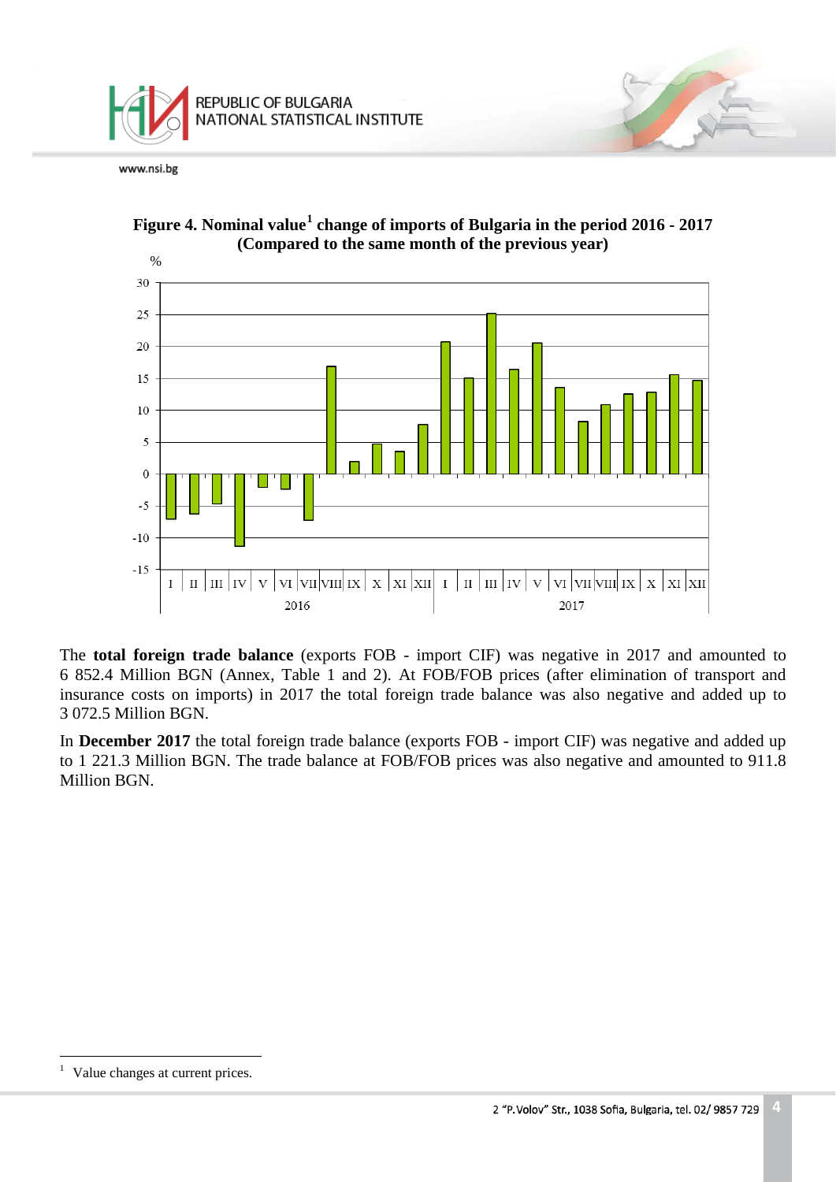**Figure 4. Nominal value[1] change of imports of Bulgaria in the period 2016 - 2017 (Compared to the same month of the previous year)**

The **total foreign trade balance** (exports FOB - import CIF) was negative in 2017 and amounted to 6 852.4 Million BGN (Annex, Table 1 and 2). At FOB/FOB prices (after elimination of transport and insurance costs on imports) in 2017 the total foreign trade balance was also negative and added up to 3 072.5 Million BGN.

In **December 2017** the total foreign trade balance (exports FOB - import CIF) was negative and added up to 1 221.3 Million BGN. The trade balance at FOB/FOB prices was also negative and amounted to 911.8 Million BGN.

---

[1] Value changes at current prices.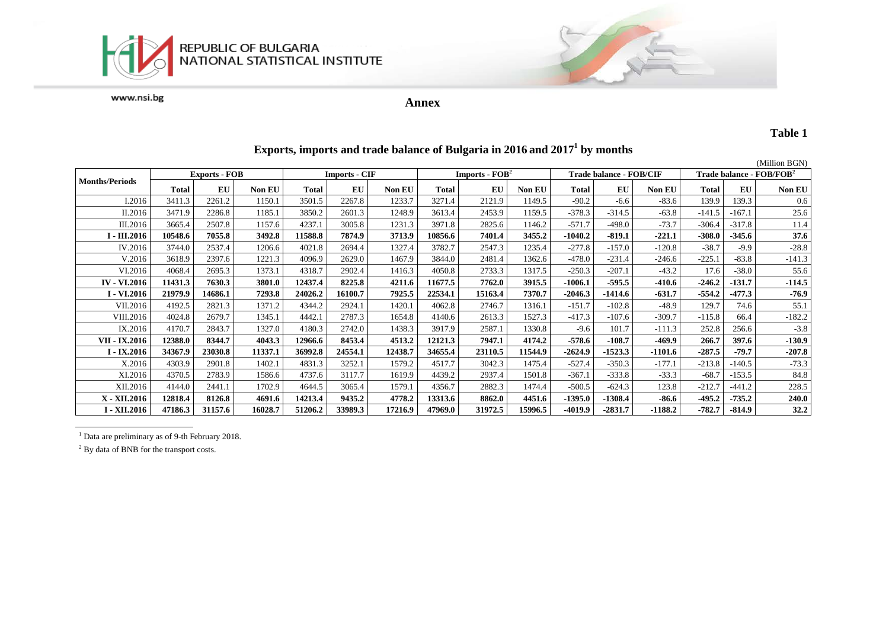## Annex

**Table 1**

### Exports, imports and trade balance of Bulgaria in 2016 and 2017[1] by months

(Million BGN)

| Months/Periods | Exports - FOB | | | Imports - CIF | | | Imports - FOB[2] | | | Trade balance - FOB/CIF | | | Trade balance - FOB/FOB[2] | | |
|---|---|---|---|---|---|---|---|---|---|---|---|---|---|---|---|
| | Total | EU | Non EU | Total | EU | Non EU | Total | EU | Non EU | Total | EU | Non EU | Total | EU | Non EU |
| I.2016 | 3411.3 | 2261.2 | 1150.1 | 3501.5 | 2267.8 | 1233.7 | 3271.4 | 2121.9 | 1149.5 | -90.2 | -6.6 | -83.6 | 139.9 | 139.3 | 0.6 |
| II.2016 | 3471.9 | 2286.8 | 1185.1 | 3850.2 | 2601.3 | 1248.9 | 3613.4 | 2453.9 | 1159.5 | -378.3 | -314.5 | -63.8 | -141.5 | -167.1 | 25.6 |
| III.2016 | 3665.4 | 2507.8 | 1157.6 | 4237.1 | 3005.8 | 1231.3 | 3971.8 | 2825.6 | 1146.2 | -571.7 | -498.0 | -73.7 | -306.4 | -317.8 | 11.4 |
| **I - III.2016** | **10548.6** | **7055.8** | **3492.8** | **11588.8** | **7874.9** | **3713.9** | **10856.6** | **7401.4** | **3455.2** | **-1040.2** | **-819.1** | **-221.1** | **-308.0** | **-345.6** | **37.6** |
| IV.2016 | 3744.0 | 2537.4 | 1206.6 | 4021.8 | 2694.4 | 1327.4 | 3782.7 | 2547.3 | 1235.4 | -277.8 | -157.0 | -120.8 | -38.7 | -9.9 | -28.8 |
| V.2016 | 3618.9 | 2397.6 | 1221.3 | 4096.9 | 2629.0 | 1467.9 | 3844.0 | 2481.4 | 1362.6 | -478.0 | -231.4 | -246.6 | -225.1 | -83.8 | -141.3 |
| VI.2016 | 4068.4 | 2695.3 | 1373.1 | 4318.7 | 2902.4 | 1416.3 | 4050.8 | 2733.3 | 1317.5 | -250.3 | -207.1 | -43.2 | 17.6 | -38.0 | 55.6 |
| **IV - VI.2016** | **11431.3** | **7630.3** | **3801.0** | **12437.4** | **8225.8** | **4211.6** | **11677.5** | **7762.0** | **3915.5** | **-1006.1** | **-595.5** | **-410.6** | **-246.2** | **-131.7** | **-114.5** |
| **I - VI.2016** | **21979.9** | **14686.1** | **7293.8** | **24026.2** | **16100.7** | **7925.5** | **22534.1** | **15163.4** | **7370.7** | **-2046.3** | **-1414.6** | **-631.7** | **-554.2** | **-477.3** | **-76.9** |
| VII.2016 | 4192.5 | 2821.3 | 1371.2 | 4344.2 | 2924.1 | 1420.1 | 4062.8 | 2746.7 | 1316.1 | -151.7 | -102.8 | -48.9 | 129.7 | 74.6 | 55.1 |
| VIII.2016 | 4024.8 | 2679.7 | 1345.1 | 4442.1 | 2787.3 | 1654.8 | 4140.6 | 2613.3 | 1527.3 | -417.3 | -107.6 | -309.7 | -115.8 | 66.4 | -182.2 |
| IX.2016 | 4170.7 | 2843.7 | 1327.0 | 4180.3 | 2742.0 | 1438.3 | 3917.9 | 2587.1 | 1330.8 | -9.6 | 101.7 | -111.3 | 252.8 | 256.6 | -3.8 |
| **VII - IX.2016** | **12388.0** | **8344.7** | **4043.3** | **12966.6** | **8453.4** | **4513.2** | **12121.3** | **7947.1** | **4174.2** | **-578.6** | **-108.7** | **-469.9** | **266.7** | **397.6** | **-130.9** |
| **I - IX.2016** | **34367.9** | **23030.8** | **11337.1** | **36992.8** | **24554.1** | **12438.7** | **34655.4** | **23110.5** | **11544.9** | **-2624.9** | **-1523.3** | **-1101.6** | **-287.5** | **-79.7** | **-207.8** |
| X.2016 | 4303.9 | 2901.8 | 1402.1 | 4831.3 | 3252.1 | 1579.2 | 4517.7 | 3042.3 | 1475.4 | -527.4 | -350.3 | -177.1 | -213.8 | -140.5 | -73.3 |
| XI.2016 | 4370.5 | 2783.9 | 1586.6 | 4737.6 | 3117.7 | 1619.9 | 4439.2 | 2937.4 | 1501.8 | -367.1 | -333.8 | -33.3 | -68.7 | -153.5 | 84.8 |
| XII.2016 | 4144.0 | 2441.1 | 1702.9 | 4644.5 | 3065.4 | 1579.1 | 4356.7 | 2882.3 | 1474.4 | -500.5 | -624.3 | 123.8 | -212.7 | -441.2 | 228.5 |
| **X - XII.2016** | **12818.4** | **8126.8** | **4691.6** | **14213.4** | **9435.2** | **4778.2** | **13313.6** | **8862.0** | **4451.6** | **-1395.0** | **-1308.4** | **-86.6** | **-495.2** | **-735.2** | **240.0** |
| **I - XII.2016** | **47186.3** | **31157.6** | **16028.7** | **51206.2** | **33989.3** | **17216.9** | **47969.0** | **31972.5** | **15996.5** | **-4019.9** | **-2831.7** | **-1188.2** | **-782.7** | **-814.9** | **32.2** |

[1] Data are preliminary as of 9-th February 2018.

[2] By data of BNB for the transport costs.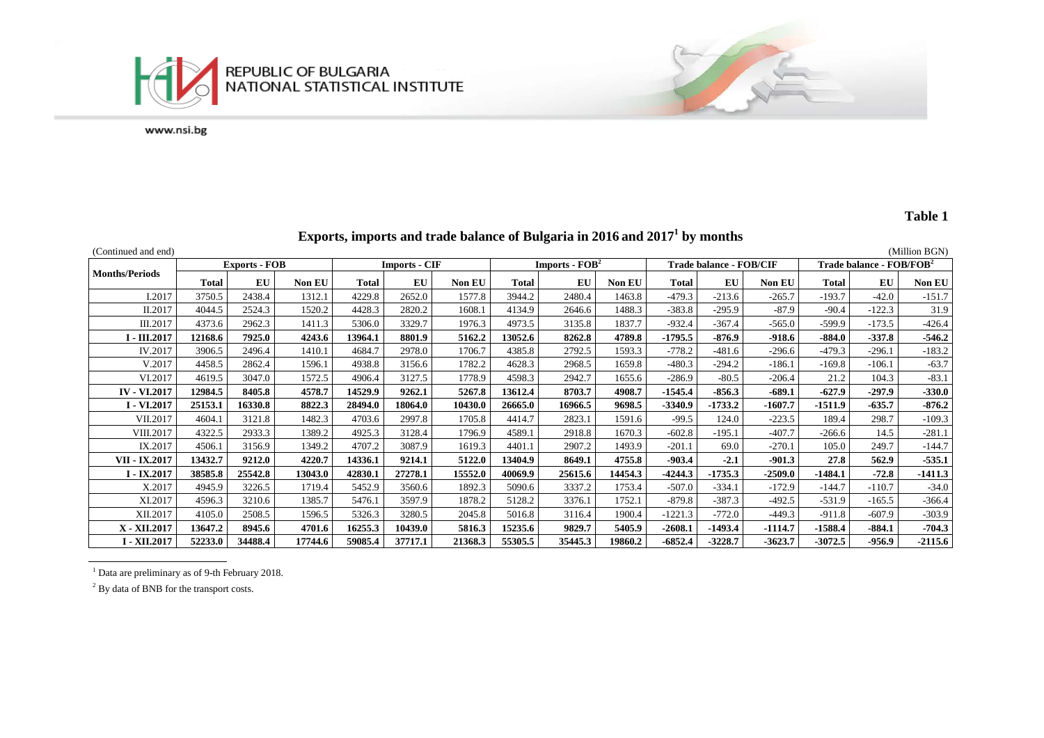**Table 1**

# Exports, imports and trade balance of Bulgaria in 2016 and 2017[1] by months

(Continued and end) (Million BGN)

| Months/Periods | Exports - FOB | | | Imports - CIF | | | Imports - FOB[2] | | | Trade balance - FOB/CIF | | | Trade balance - FOB/FOB[2] | | |
|---|---|---|---|---|---|---|---|---|---|---|---|---|---|---|---|
| | Total | EU | Non EU | Total | EU | Non EU | Total | EU | Non EU | Total | EU | Non EU | Total | EU | Non EU |
| I.2017 | 3750.5 | 2438.4 | 1312.1 | 4229.8 | 2652.0 | 1577.8 | 3944.2 | 2480.4 | 1463.8 | -479.3 | -213.6 | -265.7 | -193.7 | -42.0 | -151.7 |
| II.2017 | 4044.5 | 2524.3 | 1520.2 | 4428.3 | 2820.2 | 1608.1 | 4134.9 | 2646.6 | 1488.3 | -383.8 | -295.9 | -87.9 | -90.4 | -122.3 | 31.9 |
| III.2017 | 4373.6 | 2962.3 | 1411.3 | 5306.0 | 3329.7 | 1976.3 | 4973.5 | 3135.8 | 1837.7 | -932.4 | -367.4 | -565.0 | -599.9 | -173.5 | -426.4 |
| **I - III.2017** | **12168.6** | **7925.0** | **4243.6** | **13964.1** | **8801.9** | **5162.2** | **13052.6** | **8262.8** | **4789.8** | **-1795.5** | **-876.9** | **-918.6** | **-884.0** | **-337.8** | **-546.2** |
| IV.2017 | 3906.5 | 2496.4 | 1410.1 | 4684.7 | 2978.0 | 1706.7 | 4385.8 | 2792.5 | 1593.3 | -778.2 | -481.6 | -296.6 | -479.3 | -296.1 | -183.2 |
| V.2017 | 4458.5 | 2862.4 | 1596.1 | 4938.8 | 3156.6 | 1782.2 | 4628.3 | 2968.5 | 1659.8 | -480.3 | -294.2 | -186.1 | -169.8 | -106.1 | -63.7 |
| VI.2017 | 4619.5 | 3047.0 | 1572.5 | 4906.4 | 3127.5 | 1778.9 | 4598.3 | 2942.7 | 1655.6 | -286.9 | -80.5 | -206.4 | 21.2 | 104.3 | -83.1 |
| **IV - VI.2017** | **12984.5** | **8405.8** | **4578.7** | **14529.9** | **9262.1** | **5267.8** | **13612.4** | **8703.7** | **4908.7** | **-1545.4** | **-856.3** | **-689.1** | **-627.9** | **-297.9** | **-330.0** |
| **I - VI.2017** | **25153.1** | **16330.8** | **8822.3** | **28494.0** | **18064.0** | **10430.0** | **26665.0** | **16966.5** | **9698.5** | **-3340.9** | **-1733.2** | **-1607.7** | **-1511.9** | **-635.7** | **-876.2** |
| VII.2017 | 4604.1 | 3121.8 | 1482.3 | 4703.6 | 2997.8 | 1705.8 | 4414.7 | 2823.1 | 1591.6 | -99.5 | 124.0 | -223.5 | 189.4 | 298.7 | -109.3 |
| VIII.2017 | 4322.5 | 2933.3 | 1389.2 | 4925.3 | 3128.4 | 1796.9 | 4589.1 | 2918.8 | 1670.3 | -602.8 | -195.1 | -407.7 | -266.6 | 14.5 | -281.1 |
| IX.2017 | 4506.1 | 3156.9 | 1349.2 | 4707.2 | 3087.9 | 1619.3 | 4401.1 | 2907.2 | 1493.9 | -201.1 | 69.0 | -270.1 | 105.0 | 249.7 | -144.7 |
| **VII - IX.2017** | **13432.7** | **9212.0** | **4220.7** | **14336.1** | **9214.1** | **5122.0** | **13404.9** | **8649.1** | **4755.8** | **-903.4** | **-2.1** | **-901.3** | **27.8** | **562.9** | **-535.1** |
| **I - IX.2017** | **38585.8** | **25542.8** | **13043.0** | **42830.1** | **27278.1** | **15552.0** | **40069.9** | **25615.6** | **14454.3** | **-4244.3** | **-1735.3** | **-2509.0** | **-1484.1** | **-72.8** | **-1411.3** |
| X.2017 | 4945.9 | 3226.5 | 1719.4 | 5452.9 | 3560.6 | 1892.3 | 5090.6 | 3337.2 | 1753.4 | -507.0 | -334.1 | -172.9 | -144.7 | -110.7 | -34.0 |
| XI.2017 | 4596.3 | 3210.6 | 1385.7 | 5476.1 | 3597.9 | 1878.2 | 5128.2 | 3376.1 | 1752.1 | -879.8 | -387.3 | -492.5 | -531.9 | -165.5 | -366.4 |
| XII.2017 | 4105.0 | 2508.5 | 1596.5 | 5326.3 | 3280.5 | 2045.8 | 5016.8 | 3116.4 | 1900.4 | -1221.3 | -772.0 | -449.3 | -911.8 | -607.9 | -303.9 |
| **X - XII.2017** | **13647.2** | **8945.6** | **4701.6** | **16255.3** | **10439.0** | **5816.3** | **15235.6** | **9829.7** | **5405.9** | **-2608.1** | **-1493.4** | **-1114.7** | **-1588.4** | **-884.1** | **-704.3** |
| **I - XII.2017** | **52233.0** | **34488.4** | **17744.6** | **59085.4** | **37717.1** | **21368.3** | **55305.5** | **35445.3** | **19860.2** | **-6852.4** | **-3228.7** | **-3623.7** | **-3072.5** | **-956.9** | **-2115.6** |

[1] Data are preliminary as of 9-th February 2018.

[2] By data of BNB for the transport costs.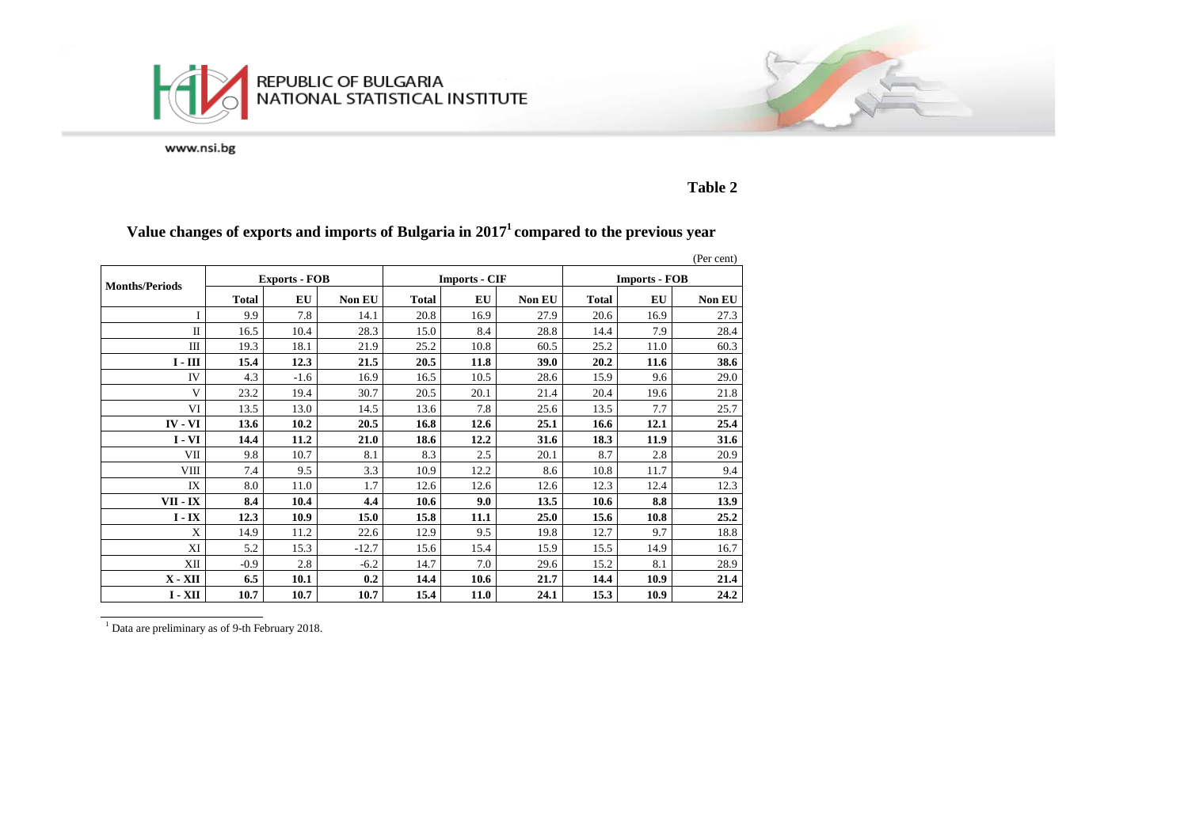**Table 2**

## Value changes of exports and imports of Bulgaria in 2017[1] compared to the previous year

(Per cent)

| Months/Periods | Exports - FOB | | | Imports - CIF | | | Imports - FOB | | |
|---|---|---|---|---|---|---|---|---|---|
| | Total | EU | Non EU | Total | EU | Non EU | Total | EU | Non EU |
| I | 9.9 | 7.8 | 14.1 | 20.8 | 16.9 | 27.9 | 20.6 | 16.9 | 27.3 |
| II | 16.5 | 10.4 | 28.3 | 15.0 | 8.4 | 28.8 | 14.4 | 7.9 | 28.4 |
| III | 19.3 | 18.1 | 21.9 | 25.2 | 10.8 | 60.5 | 25.2 | 11.0 | 60.3 |
| **I - III** | **15.4** | **12.3** | **21.5** | **20.5** | **11.8** | **39.0** | **20.2** | **11.6** | **38.6** |
| IV | 4.3 | -1.6 | 16.9 | 16.5 | 10.5 | 28.6 | 15.9 | 9.6 | 29.0 |
| V | 23.2 | 19.4 | 30.7 | 20.5 | 20.1 | 21.4 | 20.4 | 19.6 | 21.8 |
| VI | 13.5 | 13.0 | 14.5 | 13.6 | 7.8 | 25.6 | 13.5 | 7.7 | 25.7 |
| **IV - VI** | **13.6** | **10.2** | **20.5** | **16.8** | **12.6** | **25.1** | **16.6** | **12.1** | **25.4** |
| **I - VI** | **14.4** | **11.2** | **21.0** | **18.6** | **12.2** | **31.6** | **18.3** | **11.9** | **31.6** |
| VII | 9.8 | 10.7 | 8.1 | 8.3 | 2.5 | 20.1 | 8.7 | 2.8 | 20.9 |
| VIII | 7.4 | 9.5 | 3.3 | 10.9 | 12.2 | 8.6 | 10.8 | 11.7 | 9.4 |
| IX | 8.0 | 11.0 | 1.7 | 12.6 | 12.6 | 12.6 | 12.3 | 12.4 | 12.3 |
| **VII - IX** | **8.4** | **10.4** | **4.4** | **10.6** | **9.0** | **13.5** | **10.6** | **8.8** | **13.9** |
| **I - IX** | **12.3** | **10.9** | **15.0** | **15.8** | **11.1** | **25.0** | **15.6** | **10.8** | **25.2** |
| X | 14.9 | 11.2 | 22.6 | 12.9 | 9.5 | 19.8 | 12.7 | 9.7 | 18.8 |
| XI | 5.2 | 15.3 | -12.7 | 15.6 | 15.4 | 15.9 | 15.5 | 14.9 | 16.7 |
| XII | -0.9 | 2.8 | -6.2 | 14.7 | 7.0 | 29.6 | 15.2 | 8.1 | 28.9 |
| **X - XII** | **6.5** | **10.1** | **0.2** | **14.4** | **10.6** | **21.7** | **14.4** | **10.9** | **21.4** |
| **I - XII** | **10.7** | **10.7** | **10.7** | **15.4** | **11.0** | **24.1** | **15.3** | **10.9** | **24.2** |

[1] Data are preliminary as of 9-th February 2018.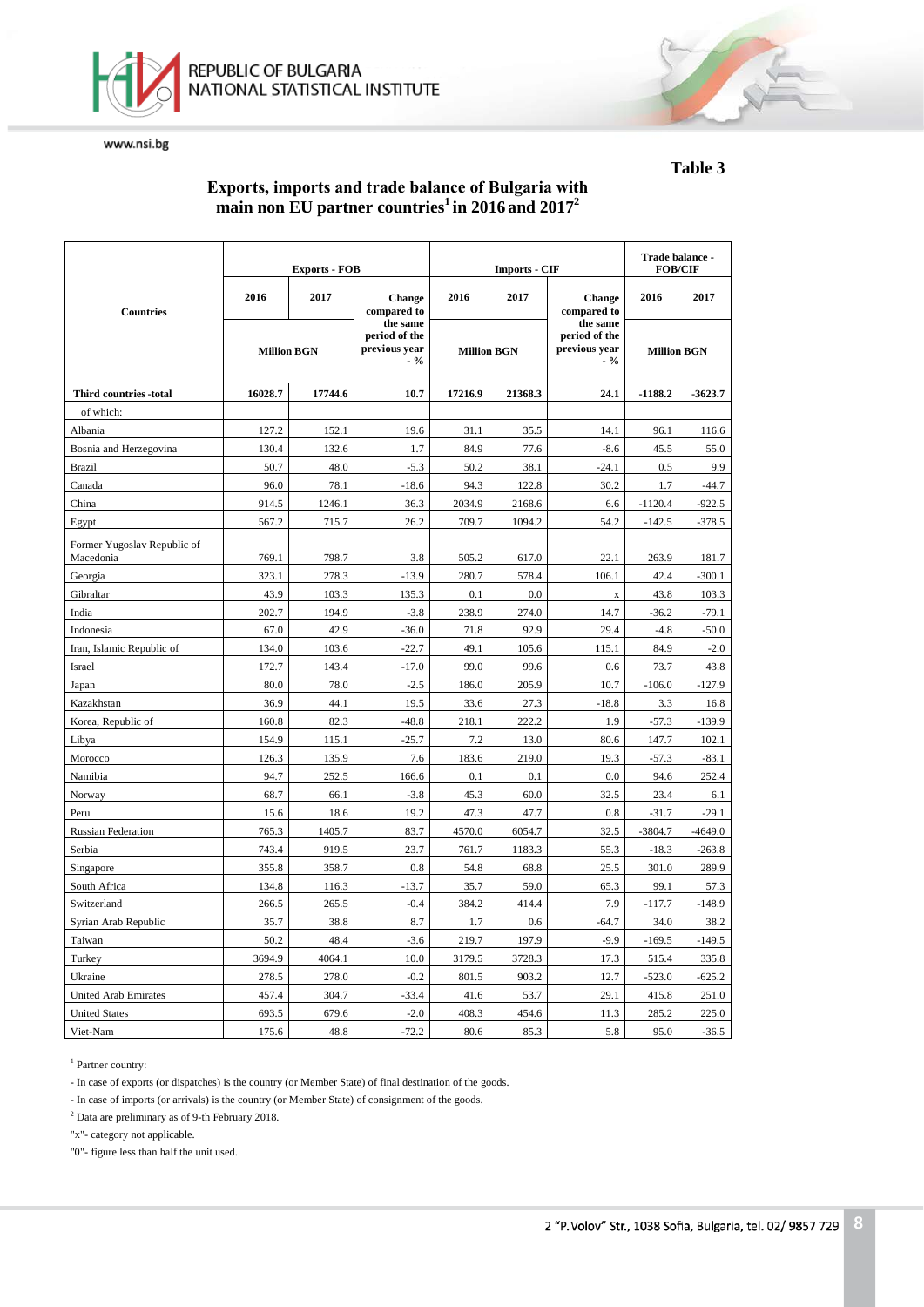**Table 3**

## Exports, imports and trade balance of Bulgaria with main non EU partner countries[1] in 2016 and 2017[2]

| Countries | Exports - FOB | | | Imports - CIF | | | Trade balance - FOB/CIF | |
|---|---|---|---|---|---|---|---|---|
| | 2016 | 2017 | Change compared to the same period of the previous year - % | 2016 | 2017 | Change compared to the same period of the previous year - % | 2016 | 2017 |
| | Million BGN | | | Million BGN | | | Million BGN | |
| **Third countries -total** | **16028.7** | **17744.6** | **10.7** | **17216.9** | **21368.3** | **24.1** | **-1188.2** | **-3623.7** |
| of which: | | | | | | | | |
| Albania | 127.2 | 152.1 | 19.6 | 31.1 | 35.5 | 14.1 | 96.1 | 116.6 |
| Bosnia and Herzegovina | 130.4 | 132.6 | 1.7 | 84.9 | 77.6 | -8.6 | 45.5 | 55.0 |
| Brazil | 50.7 | 48.0 | -5.3 | 50.2 | 38.1 | -24.1 | 0.5 | 9.9 |
| Canada | 96.0 | 78.1 | -18.6 | 94.3 | 122.8 | 30.2 | 1.7 | -44.7 |
| China | 914.5 | 1246.1 | 36.3 | 2034.9 | 2168.6 | 6.6 | -1120.4 | -922.5 |
| Egypt | 567.2 | 715.7 | 26.2 | 709.7 | 1094.2 | 54.2 | -142.5 | -378.5 |
| Former Yugoslav Republic of Macedonia | 769.1 | 798.7 | 3.8 | 505.2 | 617.0 | 22.1 | 263.9 | 181.7 |
| Georgia | 323.1 | 278.3 | -13.9 | 280.7 | 578.4 | 106.1 | 42.4 | -300.1 |
| Gibraltar | 43.9 | 103.3 | 135.3 | 0.1 | 0.0 | x | 43.8 | 103.3 |
| India | 202.7 | 194.9 | -3.8 | 238.9 | 274.0 | 14.7 | -36.2 | -79.1 |
| Indonesia | 67.0 | 42.9 | -36.0 | 71.8 | 92.9 | 29.4 | -4.8 | -50.0 |
| Iran, Islamic Republic of | 134.0 | 103.6 | -22.7 | 49.1 | 105.6 | 115.1 | 84.9 | -2.0 |
| Israel | 172.7 | 143.4 | -17.0 | 99.0 | 99.6 | 0.6 | 73.7 | 43.8 |
| Japan | 80.0 | 78.0 | -2.5 | 186.0 | 205.9 | 10.7 | -106.0 | -127.9 |
| Kazakhstan | 36.9 | 44.1 | 19.5 | 33.6 | 27.3 | -18.8 | 3.3 | 16.8 |
| Korea, Republic of | 160.8 | 82.3 | -48.8 | 218.1 | 222.2 | 1.9 | -57.3 | -139.9 |
| Libya | 154.9 | 115.1 | -25.7 | 7.2 | 13.0 | 80.6 | 147.7 | 102.1 |
| Morocco | 126.3 | 135.9 | 7.6 | 183.6 | 219.0 | 19.3 | -57.3 | -83.1 |
| Namibia | 94.7 | 252.5 | 166.6 | 0.1 | 0.1 | 0.0 | 94.6 | 252.4 |
| Norway | 68.7 | 66.1 | -3.8 | 45.3 | 60.0 | 32.5 | 23.4 | 6.1 |
| Peru | 15.6 | 18.6 | 19.2 | 47.3 | 47.7 | 0.8 | -31.7 | -29.1 |
| Russian Federation | 765.3 | 1405.7 | 83.7 | 4570.0 | 6054.7 | 32.5 | -3804.7 | -4649.0 |
| Serbia | 743.4 | 919.5 | 23.7 | 761.7 | 1183.3 | 55.3 | -18.3 | -263.8 |
| Singapore | 355.8 | 358.7 | 0.8 | 54.8 | 68.8 | 25.5 | 301.0 | 289.9 |
| South Africa | 134.8 | 116.3 | -13.7 | 35.7 | 59.0 | 65.3 | 99.1 | 57.3 |
| Switzerland | 266.5 | 265.5 | -0.4 | 384.2 | 414.4 | 7.9 | -117.7 | -148.9 |
| Syrian Arab Republic | 35.7 | 38.8 | 8.7 | 1.7 | 0.6 | -64.7 | 34.0 | 38.2 |
| Taiwan | 50.2 | 48.4 | -3.6 | 219.7 | 197.9 | -9.9 | -169.5 | -149.5 |
| Turkey | 3694.9 | 4064.1 | 10.0 | 3179.5 | 3728.3 | 17.3 | 515.4 | 335.8 |
| Ukraine | 278.5 | 278.0 | -0.2 | 801.5 | 903.2 | 12.7 | -523.0 | -625.2 |
| United Arab Emirates | 457.4 | 304.7 | -33.4 | 41.6 | 53.7 | 29.1 | 415.8 | 251.0 |
| United States | 693.5 | 679.6 | -2.0 | 408.3 | 454.6 | 11.3 | 285.2 | 225.0 |
| Viet-Nam | 175.6 | 48.8 | -72.2 | 80.6 | 85.3 | 5.8 | 95.0 | -36.5 |

[1] Partner country:

- In case of exports (or dispatches) is the country (or Member State) of final destination of the goods.

- In case of imports (or arrivals) is the country (or Member State) of consignment of the goods.

[2] Data are preliminary as of 9-th February 2018.

"x"- category not applicable.

"0"- figure less than half the unit used.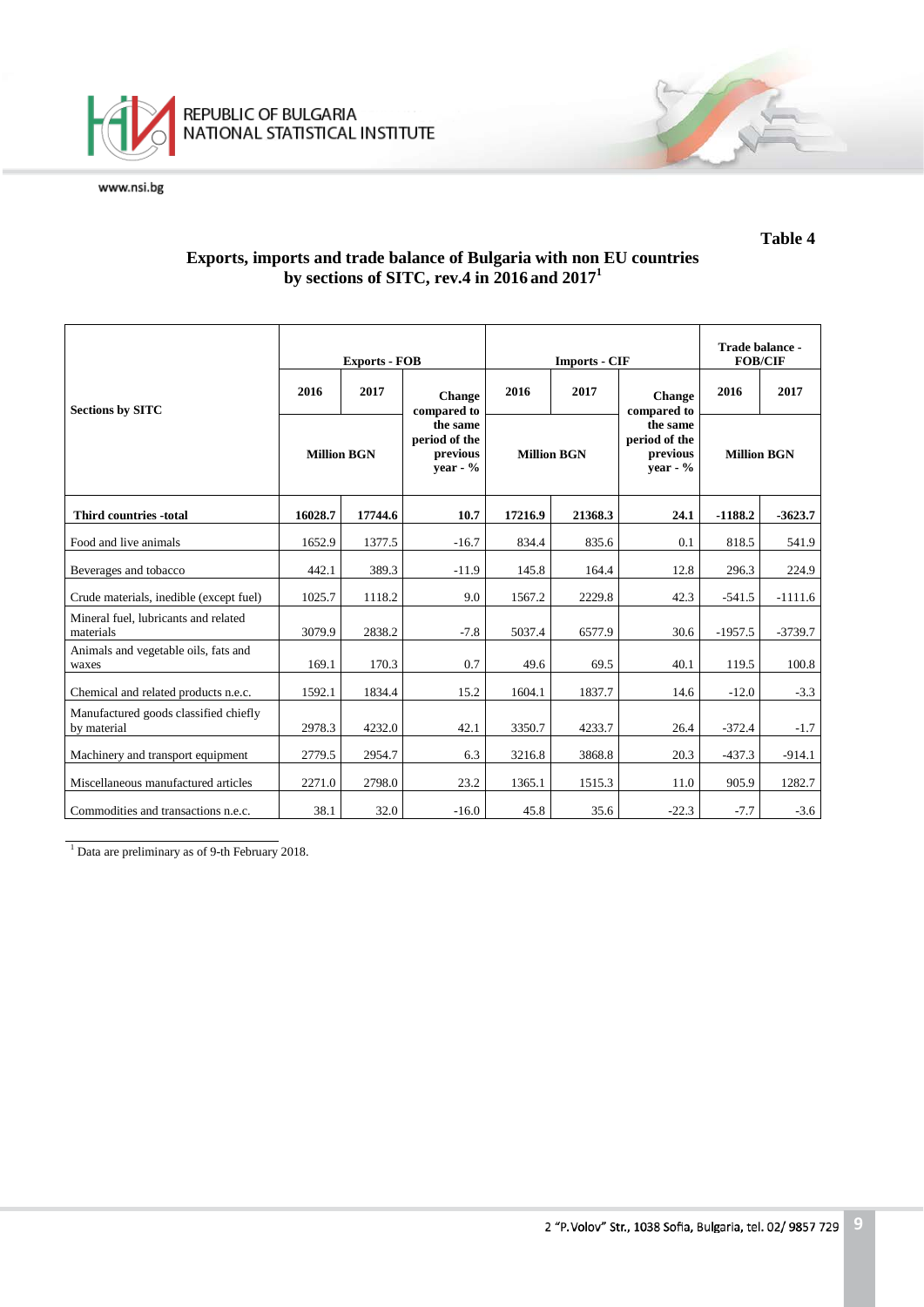**Table 4**

## Exports, imports and trade balance of Bulgaria with non EU countries by sections of SITC, rev.4 in 2016 and 2017[1]

| Sections by SITC | Exports - FOB | | | Imports - CIF | | | Trade balance - FOB/CIF | |
|---|---|---|---|---|---|---|---|---|
| | 2016 | 2017 | Change compared to the same period of the previous year - % | 2016 | 2017 | Change compared to the same period of the previous year - % | 2016 | 2017 |
| | Million BGN | | | Million BGN | | | Million BGN | |
| **Third countries -total** | **16028.7** | **17744.6** | **10.7** | **17216.9** | **21368.3** | **24.1** | **-1188.2** | **-3623.7** |
| Food and live animals | 1652.9 | 1377.5 | -16.7 | 834.4 | 835.6 | 0.1 | 818.5 | 541.9 |
| Beverages and tobacco | 442.1 | 389.3 | -11.9 | 145.8 | 164.4 | 12.8 | 296.3 | 224.9 |
| Crude materials, inedible (except fuel) | 1025.7 | 1118.2 | 9.0 | 1567.2 | 2229.8 | 42.3 | -541.5 | -1111.6 |
| Mineral fuel, lubricants and related materials | 3079.9 | 2838.2 | -7.8 | 5037.4 | 6577.9 | 30.6 | -1957.5 | -3739.7 |
| Animals and vegetable oils, fats and waxes | 169.1 | 170.3 | 0.7 | 49.6 | 69.5 | 40.1 | 119.5 | 100.8 |
| Chemical and related products n.e.c. | 1592.1 | 1834.4 | 15.2 | 1604.1 | 1837.7 | 14.6 | -12.0 | -3.3 |
| Manufactured goods classified chiefly by material | 2978.3 | 4232.0 | 42.1 | 3350.7 | 4233.7 | 26.4 | -372.4 | -1.7 |
| Machinery and transport equipment | 2779.5 | 2954.7 | 6.3 | 3216.8 | 3868.8 | 20.3 | -437.3 | -914.1 |
| Miscellaneous manufactured articles | 2271.0 | 2798.0 | 23.2 | 1365.1 | 1515.3 | 11.0 | 905.9 | 1282.7 |
| Commodities and transactions n.e.c. | 38.1 | 32.0 | -16.0 | 45.8 | 35.6 | -22.3 | -7.7 | -3.6 |

[1] Data are preliminary as of 9-th February 2018.